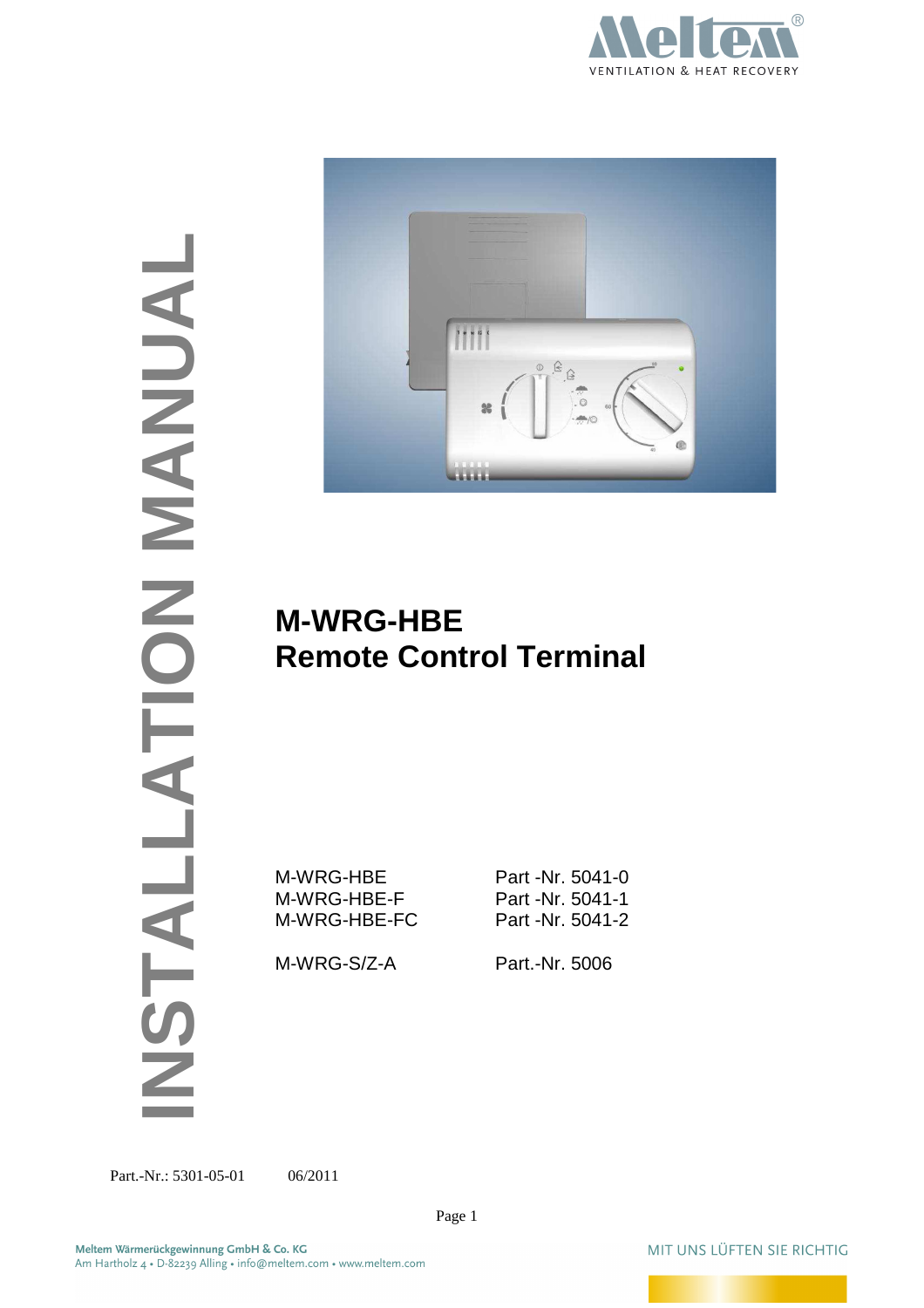# INSTALLATION MANUAL

# M-WRG-HBE
# Remote Control Terminal

| | |
|---|---|
| M-WRG-HBE | Part -Nr. 5041-0 |
| M-WRG-HBE-F | Part -Nr. 5041-1 |
| M-WRG-HBE-FC | Part -Nr. 5041-2 |
| M-WRG-S/Z-A | Part.-Nr. 5006 |

Part.-Nr.: 5301-05-01 06/2011

Meltem Wärmerückgewinnung GmbH & Co. KG
Am Hartholz 4 • D-82239 Alling • info@meltem.com • www.meltem.com

MIT UNS LÜFTEN SIE RICHTIG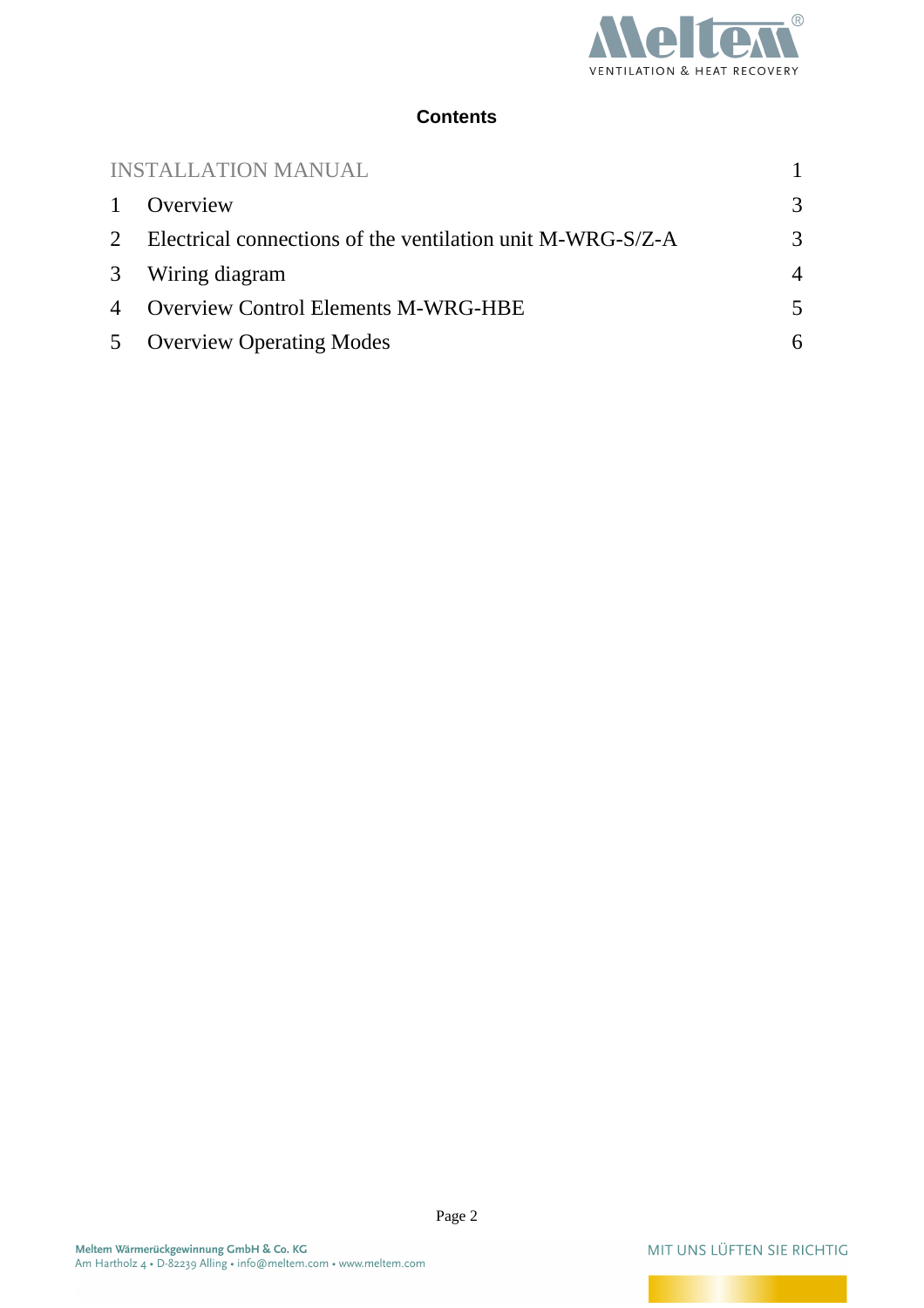**Contents**

| | | |
|---|---|---|
| INSTALLATION MANUAL | | 1 |
| 1 | Overview | 3 |
| 2 | Electrical connections of the ventilation unit M-WRG-S/Z-A | 3 |
| 3 | Wiring diagram | 4 |
| 4 | Overview Control Elements M-WRG-HBE | 5 |
| 5 | Overview Operating Modes | 6 |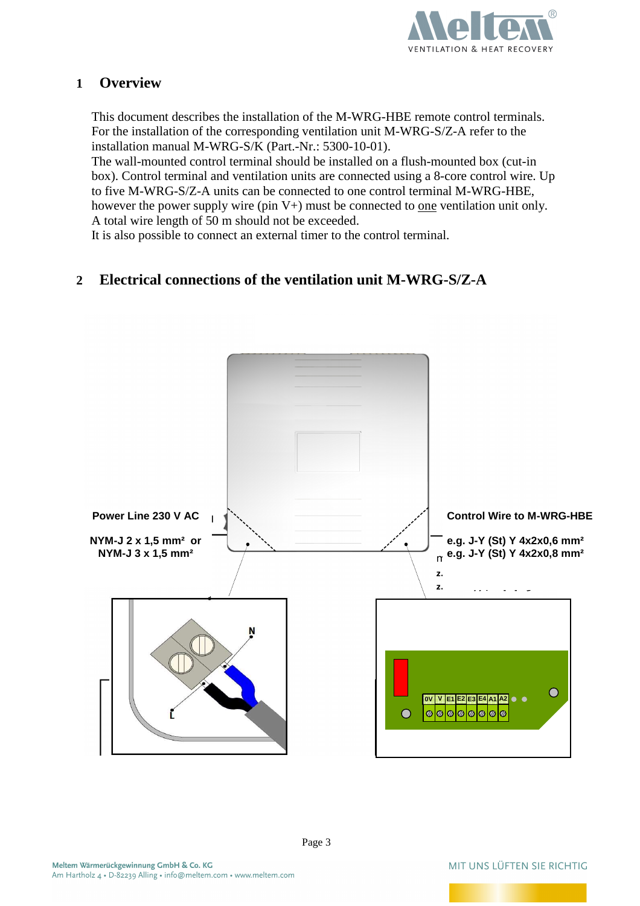# 1 Overview

This document describes the installation of the M-WRG-HBE remote control terminals. For the installation of the corresponding ventilation unit M-WRG-S/Z-A refer to the installation manual M-WRG-S/K (Part.-Nr.: 5300-10-01).
The wall-mounted control terminal should be installed on a flush-mounted box (cut-in box). Control terminal and ventilation units are connected using a 8-core control wire. Up to five M-WRG-S/Z-A units can be connected to one control terminal M-WRG-HBE, however the power supply wire (pin V+) must be connected to one ventilation unit only. A total wire length of 50 m should not be exceeded.
It is also possible to connect an external timer to the control terminal.

# 2 Electrical connections of the ventilation unit M-WRG-S/Z-A

**Power Line 230 V AC**

**NYM-J 2 x 1,5 mm² or**
**NYM-J 3 x 1,5 mm²**

**Control Wire to M-WRG-HBE**

**e.g. J-Y (St) Y 4x2x0,6 mm²**
**e.g. J-Y (St) Y 4x2x0,8 mm²**

N

L

0V | V | E1 | E2 | E3 | E4 | A1 | A2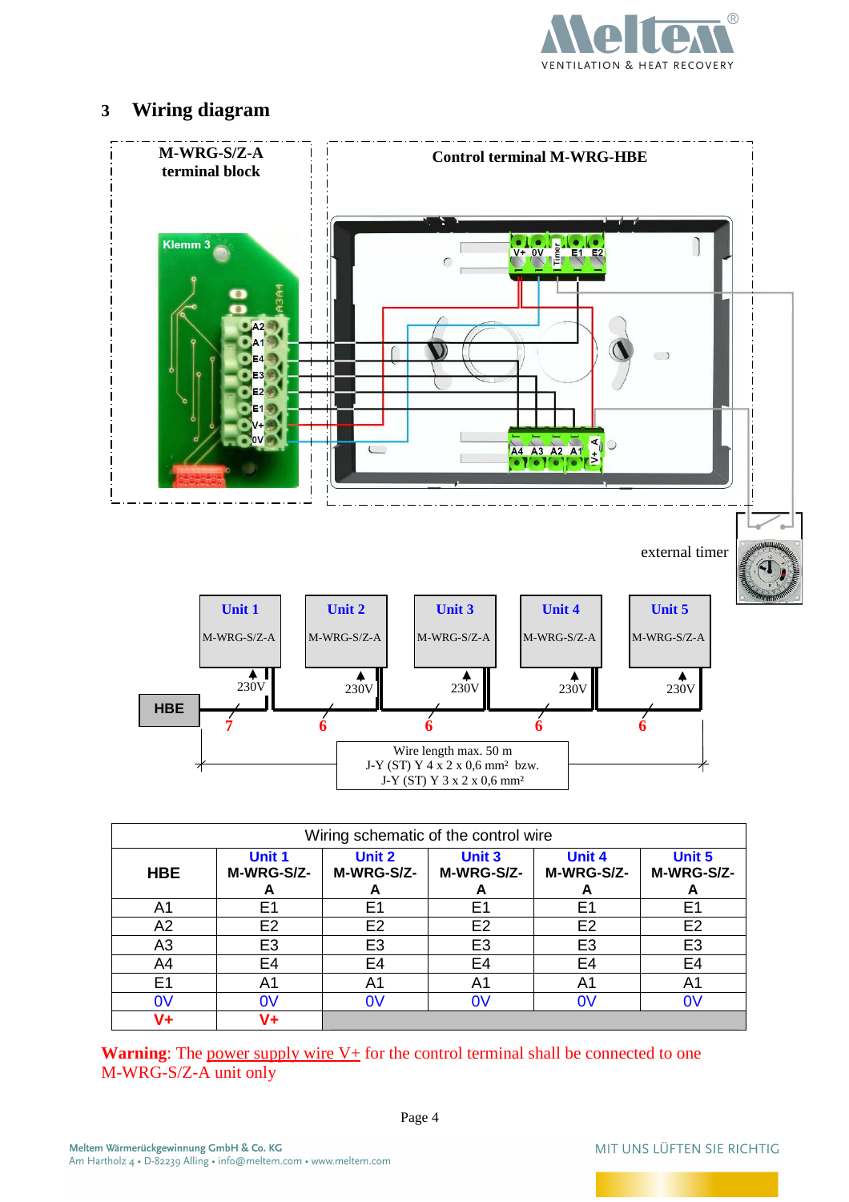## 3 Wiring diagram

M-WRG-S/Z-A terminal block

Control terminal M-WRG-HBE

external timer

Unit 1 M-WRG-S/Z-A, Unit 2 M-WRG-S/Z-A, Unit 3 M-WRG-S/Z-A, Unit 4 M-WRG-S/Z-A, Unit 5 M-WRG-S/Z-A

HBE

230V

Wire length max. 50 m
J-Y (ST) Y 4 x 2 x 0,6 mm² bzw.
J-Y (ST) Y 3 x 2 x 0,6 mm²

| Wiring schematic of the control wire | | | | | |
|---|---|---|---|---|---|
| HBE | Unit 1 M-WRG-S/Z-A | Unit 2 M-WRG-S/Z-A | Unit 3 M-WRG-S/Z-A | Unit 4 M-WRG-S/Z-A | Unit 5 M-WRG-S/Z-A |
| A1 | E1 | E1 | E1 | E1 | E1 |
| A2 | E2 | E2 | E2 | E2 | E2 |
| A3 | E3 | E3 | E3 | E3 | E3 |
| A4 | E4 | E4 | E4 | E4 | E4 |
| E1 | A1 | A1 | A1 | A1 | A1 |
| 0V | 0V | 0V | 0V | 0V | 0V |
| V+ | V+ | | | | |

**Warning**: The power supply wire V+ for the control terminal shall be connected to one M-WRG-S/Z-A unit only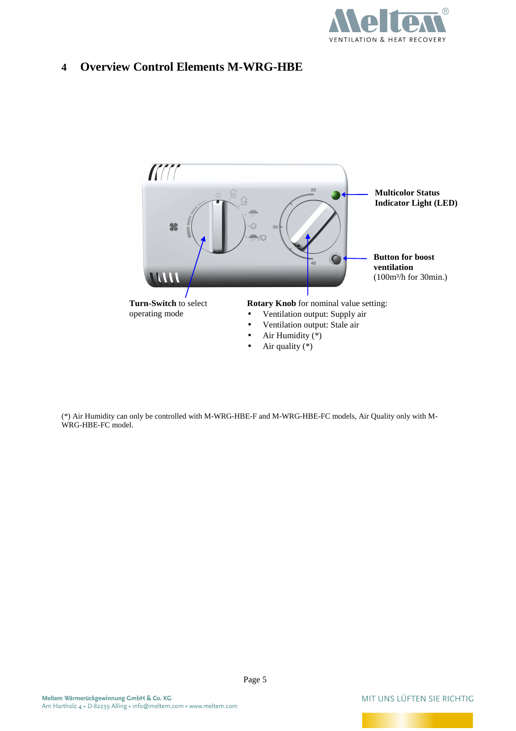# 4 Overview Control Elements M-WRG-HBE

**Multicolor Status Indicator Light (LED)**

**Button for boost ventilation**
(100m³/h for 30min.)

**Turn-Switch** to select operating mode

**Rotary Knob** for nominal value setting:

- Ventilation output: Supply air
- Ventilation output: Stale air
- Air Humidity (*)
- Air quality (*)

(*) Air Humidity can only be controlled with M-WRG-HBE-F and M-WRG-HBE-FC models, Air Quality only with M-WRG-HBE-FC model.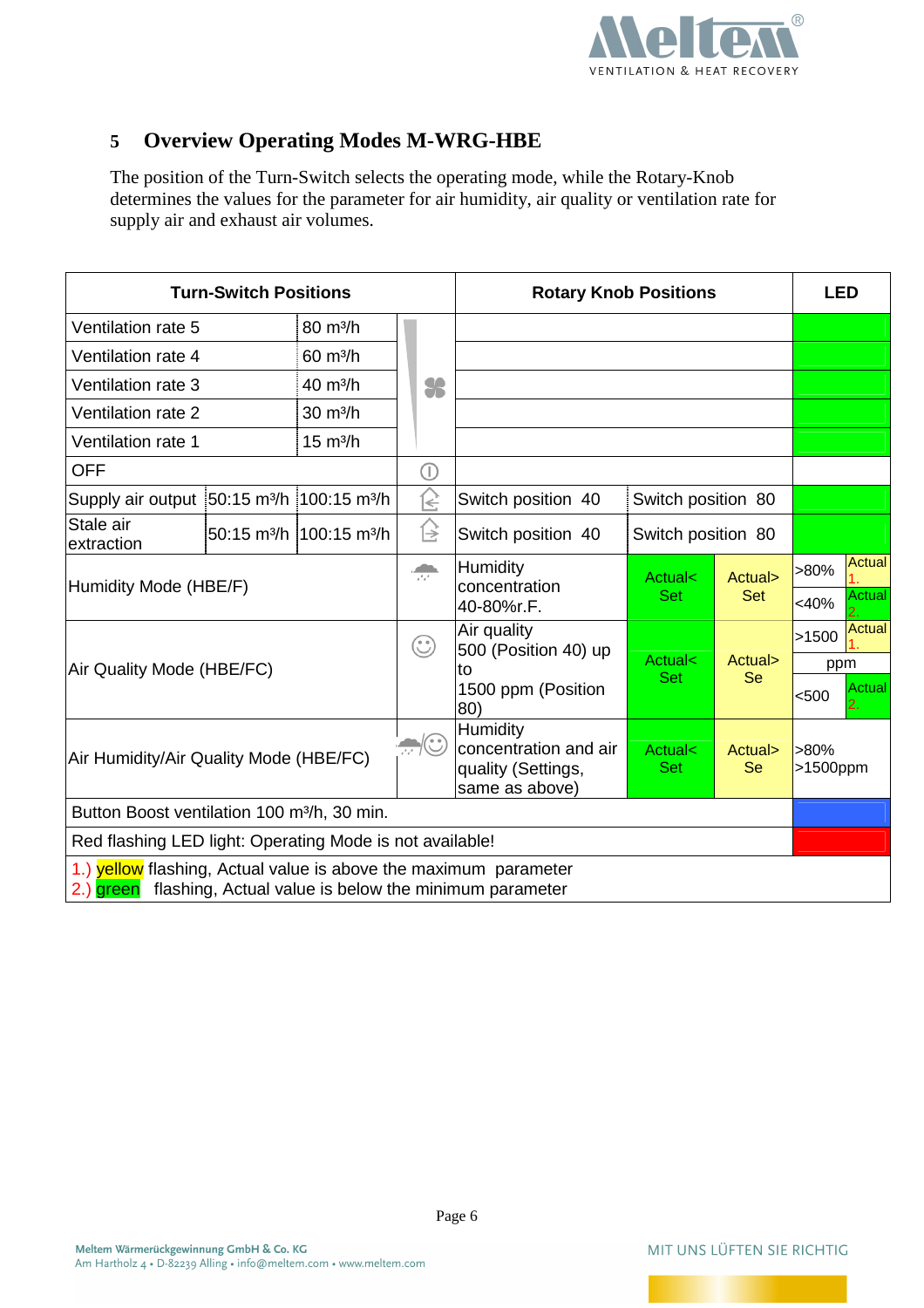## 5 Overview Operating Modes M-WRG-HBE

The position of the Turn-Switch selects the operating mode, while the Rotary-Knob determines the values for the parameter for air humidity, air quality or ventilation rate for supply air and exhaust air volumes.

| Turn-Switch Positions | | | | Rotary Knob Positions | | | LED | |
|---|---|---|---|---|---|---|---|---|
| Ventilation rate 5 | | 80 m³/h | | | | | | |
| Ventilation rate 4 | | 60 m³/h | | | | | | |
| Ventilation rate 3 | | 40 m³/h | | | | | | |
| Ventilation rate 2 | | 30 m³/h | | | | | | |
| Ventilation rate 1 | | 15 m³/h | | | | | | |
| OFF | | | | | | | | |
| Supply air output | 50:15 m³/h | 100:15 m³/h | | Switch position 40 | Switch position 80 | | | |
| Stale air extraction | 50:15 m³/h | 100:15 m³/h | | Switch position 40 | Switch position 80 | | | |
| Humidity Mode (HBE/F) | | | | Humidity concentration 40-80%r.F. | Actual< Set | Actual> Set | >80% | Actual 1. |
| | | | | | | | <40% | Actual 2. |
| Air Quality Mode (HBE/FC) | | | | Air quality 500 (Position 40) up to 1500 ppm (Position 80) | Actual< Set | Actual> Se | >1500 | Actual 1. |
| | | | | | | | ppm | |
| | | | | | | | <500 | Actual 2. |
| Air Humidity/Air Quality Mode (HBE/FC) | | | | Humidity concentration and air quality (Settings, same as above) | Actual< Set | Actual> Se | >80% >1500ppm | |
| Button Boost ventilation 100 m³/h, 30 min. | | | | | | | | |
| Red flashing LED light: Operating Mode is not available! | | | | | | | | |

1.) yellow flashing, Actual value is above the maximum parameter
2.) green flashing, Actual value is below the minimum parameter